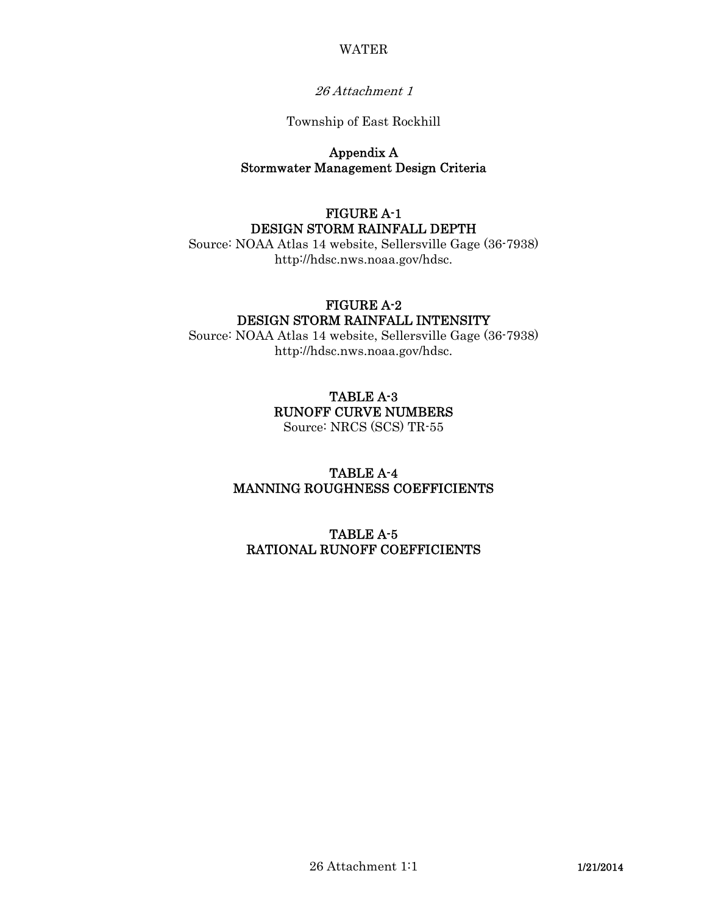WATER

*26 Attachment 1*

Township of East Rockhill

# Appendix A
# Stormwater Management Design Criteria

## FIGURE A-1
## DESIGN STORM RAINFALL DEPTH

Source: NOAA Atlas 14 website, Sellersville Gage (36-7938)
http://hdsc.nws.noaa.gov/hdsc.

## FIGURE A-2
## DESIGN STORM RAINFALL INTENSITY

Source: NOAA Atlas 14 website, Sellersville Gage (36-7938)
http://hdsc.nws.noaa.gov/hdsc.

## TABLE A-3
## RUNOFF CURVE NUMBERS

Source: NRCS (SCS) TR-55

## TABLE A-4
## MANNING ROUGHNESS COEFFICIENTS

## TABLE A-5
## RATIONAL RUNOFF COEFFICIENTS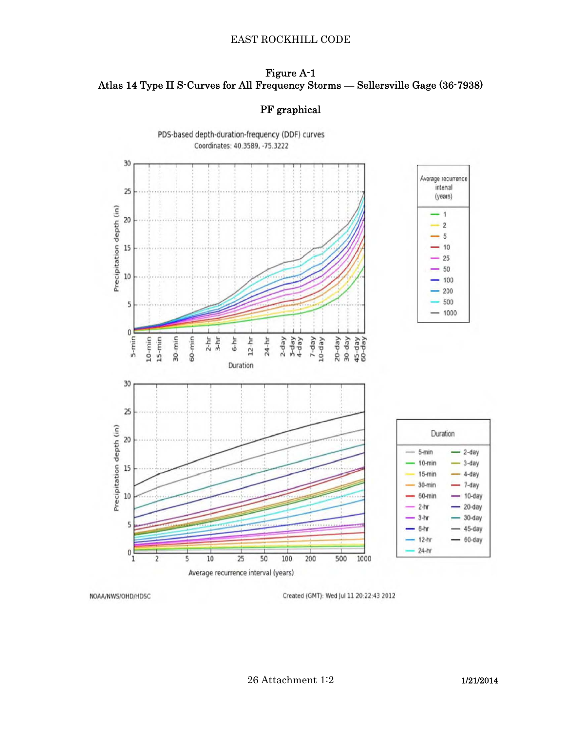## Figure A-1
## Atlas 14 Type II S-Curves for All Frequency Storms — Sellersville Gage (36-7938)

### PF graphical

PDS-based depth-duration-frequency (DDF) curves
Coordinates: 40.3589, -75.3222

Average recurrence interval (years): 1, 2, 5, 10, 25, 50, 100, 200, 500, 1000

Precipitation depth (in)

Duration: 5-min, 10-min, 15-min, 30-min, 60-min, 2-hr, 3-hr, 6-hr, 12-hr, 24-hr, 2-day, 3-day, 4-day, 7-day, 10-day, 20-day, 30-day, 45-day, 60-day

Average recurrence interval (years)

NOAA/NWS/OHD/HDSC

Created (GMT): Wed Jul 11 20:22:43 2012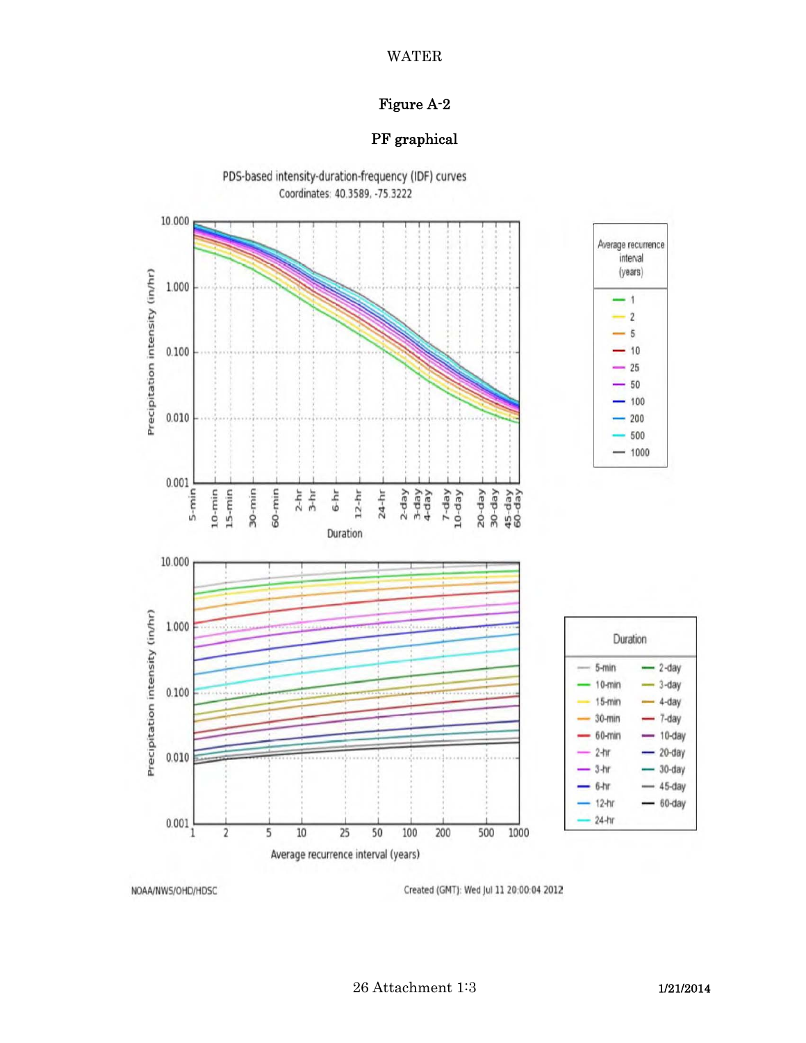# Figure A-2

## PF graphical

PDS-based intensity-duration-frequency (IDF) curves
Coordinates: 40.3589, -75.3222

NOAA/NWS/OHD/HDSC

Created (GMT): Wed Jul 11 20:00:04 2012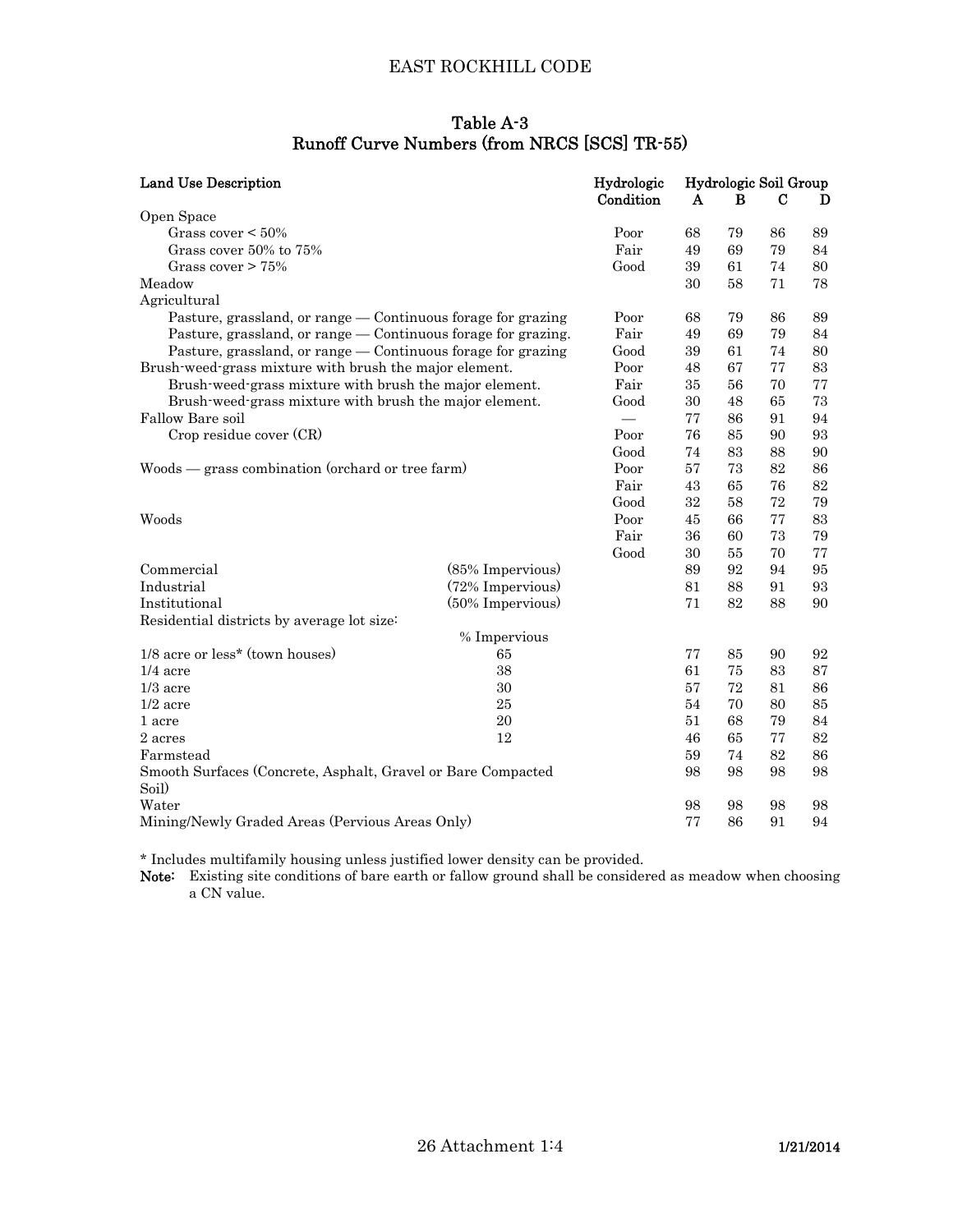## Table A-3
## Runoff Curve Numbers (from NRCS [SCS] TR-55)

| Land Use Description | | Hydrologic Condition | A | B | C | D |
|---|---|---|---|---|---|---|
| Open Space | | | | | | |
| Grass cover < 50% | | Poor | 68 | 79 | 86 | 89 |
| Grass cover 50% to 75% | | Fair | 49 | 69 | 79 | 84 |
| Grass cover > 75% | | Good | 39 | 61 | 74 | 80 |
| Meadow | | | 30 | 58 | 71 | 78 |
| Agricultural | | | | | | |
| Pasture, grassland, or range — Continuous forage for grazing | | Poor | 68 | 79 | 86 | 89 |
| Pasture, grassland, or range — Continuous forage for grazing. | | Fair | 49 | 69 | 79 | 84 |
| Pasture, grassland, or range — Continuous forage for grazing | | Good | 39 | 61 | 74 | 80 |
| Brush-weed-grass mixture with brush the major element. | | Poor | 48 | 67 | 77 | 83 |
| Brush-weed-grass mixture with brush the major element. | | Fair | 35 | 56 | 70 | 77 |
| Brush-weed-grass mixture with brush the major element. | | Good | 30 | 48 | 65 | 73 |
| Fallow Bare soil | | — | 77 | 86 | 91 | 94 |
| Crop residue cover (CR) | | Poor | 76 | 85 | 90 | 93 |
| | | Good | 74 | 83 | 88 | 90 |
| Woods — grass combination (orchard or tree farm) | | Poor | 57 | 73 | 82 | 86 |
| | | Fair | 43 | 65 | 76 | 82 |
| | | Good | 32 | 58 | 72 | 79 |
| Woods | | Poor | 45 | 66 | 77 | 83 |
| | | Fair | 36 | 60 | 73 | 79 |
| | | Good | 30 | 55 | 70 | 77 |
| Commercial | (85% Impervious) | | 89 | 92 | 94 | 95 |
| Industrial | (72% Impervious) | | 81 | 88 | 91 | 93 |
| Institutional | (50% Impervious) | | 71 | 82 | 88 | 90 |
| Residential districts by average lot size: | | | | | | |
| | % Impervious | | | | | |
| 1/8 acre or less* (town houses) | 65 | | 77 | 85 | 90 | 92 |
| 1/4 acre | 38 | | 61 | 75 | 83 | 87 |
| 1/3 acre | 30 | | 57 | 72 | 81 | 86 |
| 1/2 acre | 25 | | 54 | 70 | 80 | 85 |
| 1 acre | 20 | | 51 | 68 | 79 | 84 |
| 2 acres | 12 | | 46 | 65 | 77 | 82 |
| Farmstead | | | 59 | 74 | 82 | 86 |
| Smooth Surfaces (Concrete, Asphalt, Gravel or Bare Compacted Soil) | | | 98 | 98 | 98 | 98 |
| Water | | | 98 | 98 | 98 | 98 |
| Mining/Newly Graded Areas (Pervious Areas Only) | | | 77 | 86 | 91 | 94 |

\* Includes multifamily housing unless justified lower density can be provided.

**Note:** Existing site conditions of bare earth or fallow ground shall be considered as meadow when choosing a CN value.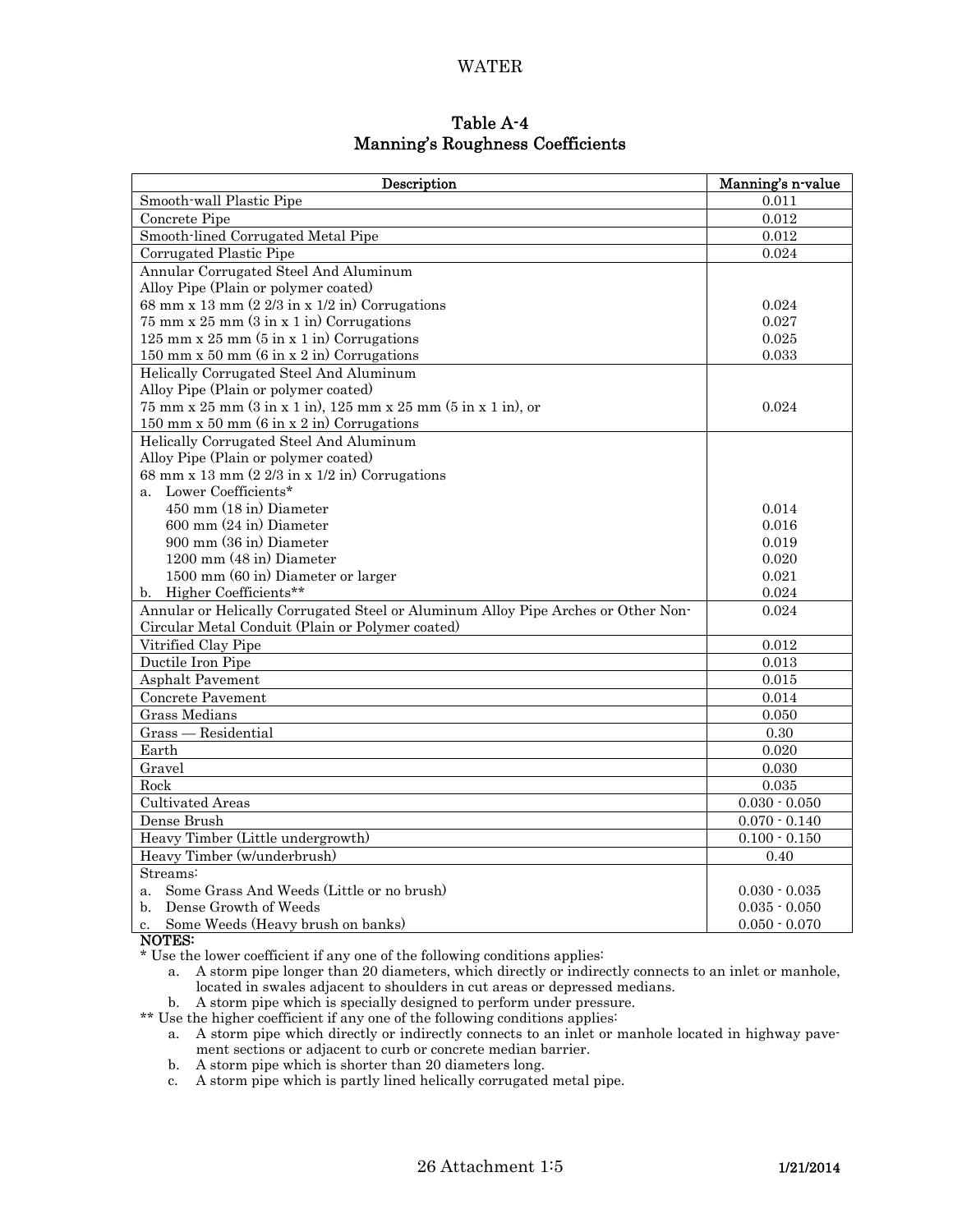## Table A-4
## Manning's Roughness Coefficients

| Description | Manning's n-value |
|---|---|
| Smooth-wall Plastic Pipe | 0.011 |
| Concrete Pipe | 0.012 |
| Smooth-lined Corrugated Metal Pipe | 0.012 |
| Corrugated Plastic Pipe | 0.024 |
| Annular Corrugated Steel And Aluminum Alloy Pipe (Plain or polymer coated) | |
| 68 mm x 13 mm (2 2/3 in x 1/2 in) Corrugations | 0.024 |
| 75 mm x 25 mm (3 in x 1 in) Corrugations | 0.027 |
| 125 mm x 25 mm (5 in x 1 in) Corrugations | 0.025 |
| 150 mm x 50 mm (6 in x 2 in) Corrugations | 0.033 |
| Helically Corrugated Steel And Aluminum Alloy Pipe (Plain or polymer coated) 75 mm x 25 mm (3 in x 1 in), 125 mm x 25 mm (5 in x 1 in), or 150 mm x 50 mm (6 in x 2 in) Corrugations | 0.024 |
| Helically Corrugated Steel And Aluminum Alloy Pipe (Plain or polymer coated) 68 mm x 13 mm (2 2/3 in x 1/2 in) Corrugations | |
| a. Lower Coefficients* | |
| 450 mm (18 in) Diameter | 0.014 |
| 600 mm (24 in) Diameter | 0.016 |
| 900 mm (36 in) Diameter | 0.019 |
| 1200 mm (48 in) Diameter | 0.020 |
| 1500 mm (60 in) Diameter or larger | 0.021 |
| b. Higher Coefficients** | 0.024 |
| Annular or Helically Corrugated Steel or Aluminum Alloy Pipe Arches or Other Non-Circular Metal Conduit (Plain or Polymer coated) | 0.024 |
| Vitrified Clay Pipe | 0.012 |
| Ductile Iron Pipe | 0.013 |
| Asphalt Pavement | 0.015 |
| Concrete Pavement | 0.014 |
| Grass Medians | 0.050 |
| Grass — Residential | 0.30 |
| Earth | 0.020 |
| Gravel | 0.030 |
| Rock | 0.035 |
| Cultivated Areas | 0.030 - 0.050 |
| Dense Brush | 0.070 - 0.140 |
| Heavy Timber (Little undergrowth) | 0.100 - 0.150 |
| Heavy Timber (w/underbrush) | 0.40 |
| Streams: | |
| a. Some Grass And Weeds (Little or no brush) | 0.030 - 0.035 |
| b. Dense Growth of Weeds | 0.035 - 0.050 |
| c. Some Weeds (Heavy brush on banks) | 0.050 - 0.070 |

**NOTES:**

* Use the lower coefficient if any one of the following conditions applies:
  a. A storm pipe longer than 20 diameters, which directly or indirectly connects to an inlet or manhole, located in swales adjacent to shoulders in cut areas or depressed medians.
  b. A storm pipe which is specially designed to perform under pressure.

** Use the higher coefficient if any one of the following conditions applies:
  a. A storm pipe which directly or indirectly connects to an inlet or manhole located in highway pavement sections or adjacent to curb or concrete median barrier.
  b. A storm pipe which is shorter than 20 diameters long.
  c. A storm pipe which is partly lined helically corrugated metal pipe.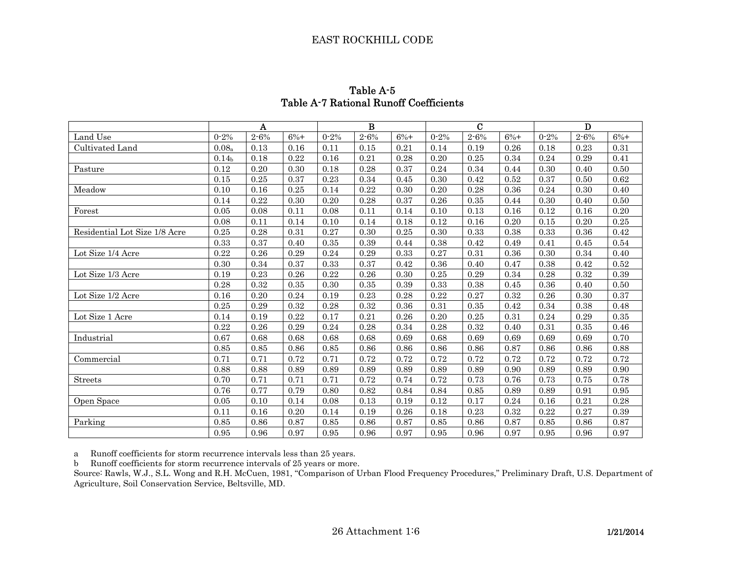## Table A-5

## Table A-7 Rational Runoff Coefficients

| | A | | | B | | | C | | | D | | |
|---|---|---|---|---|---|---|---|---|---|---|---|---|
| Land Use | 0-2% | 2-6% | 6%+ | 0-2% | 2-6% | 6%+ | 0-2% | 2-6% | 6%+ | 0-2% | 2-6% | 6%+ |
| Cultivated Land | 0.08[a] | 0.13 | 0.16 | 0.11 | 0.15 | 0.21 | 0.14 | 0.19 | 0.26 | 0.18 | 0.23 | 0.31 |
| | 0.14[b] | 0.18 | 0.22 | 0.16 | 0.21 | 0.28 | 0.20 | 0.25 | 0.34 | 0.24 | 0.29 | 0.41 |
| Pasture | 0.12 | 0.20 | 0.30 | 0.18 | 0.28 | 0.37 | 0.24 | 0.34 | 0.44 | 0.30 | 0.40 | 0.50 |
| | 0.15 | 0.25 | 0.37 | 0.23 | 0.34 | 0.45 | 0.30 | 0.42 | 0.52 | 0.37 | 0.50 | 0.62 |
| Meadow | 0.10 | 0.16 | 0.25 | 0.14 | 0.22 | 0.30 | 0.20 | 0.28 | 0.36 | 0.24 | 0.30 | 0.40 |
| | 0.14 | 0.22 | 0.30 | 0.20 | 0.28 | 0.37 | 0.26 | 0.35 | 0.44 | 0.30 | 0.40 | 0.50 |
| Forest | 0.05 | 0.08 | 0.11 | 0.08 | 0.11 | 0.14 | 0.10 | 0.13 | 0.16 | 0.12 | 0.16 | 0.20 |
| | 0.08 | 0.11 | 0.14 | 0.10 | 0.14 | 0.18 | 0.12 | 0.16 | 0.20 | 0.15 | 0.20 | 0.25 |
| Residential Lot Size 1/8 Acre | 0.25 | 0.28 | 0.31 | 0.27 | 0.30 | 0.25 | 0.30 | 0.33 | 0.38 | 0.33 | 0.36 | 0.42 |
| | 0.33 | 0.37 | 0.40 | 0.35 | 0.39 | 0.44 | 0.38 | 0.42 | 0.49 | 0.41 | 0.45 | 0.54 |
| Lot Size 1/4 Acre | 0.22 | 0.26 | 0.29 | 0.24 | 0.29 | 0.33 | 0.27 | 0.31 | 0.36 | 0.30 | 0.34 | 0.40 |
| | 0.30 | 0.34 | 0.37 | 0.33 | 0.37 | 0.42 | 0.36 | 0.40 | 0.47 | 0.38 | 0.42 | 0.52 |
| Lot Size 1/3 Acre | 0.19 | 0.23 | 0.26 | 0.22 | 0.26 | 0.30 | 0.25 | 0.29 | 0.34 | 0.28 | 0.32 | 0.39 |
| | 0.28 | 0.32 | 0.35 | 0.30 | 0.35 | 0.39 | 0.33 | 0.38 | 0.45 | 0.36 | 0.40 | 0.50 |
| Lot Size 1/2 Acre | 0.16 | 0.20 | 0.24 | 0.19 | 0.23 | 0.28 | 0.22 | 0.27 | 0.32 | 0.26 | 0.30 | 0.37 |
| | 0.25 | 0.29 | 0.32 | 0.28 | 0.32 | 0.36 | 0.31 | 0.35 | 0.42 | 0.34 | 0.38 | 0.48 |
| Lot Size 1 Acre | 0.14 | 0.19 | 0.22 | 0.17 | 0.21 | 0.26 | 0.20 | 0.25 | 0.31 | 0.24 | 0.29 | 0.35 |
| | 0.22 | 0.26 | 0.29 | 0.24 | 0.28 | 0.34 | 0.28 | 0.32 | 0.40 | 0.31 | 0.35 | 0.46 |
| Industrial | 0.67 | 0.68 | 0.68 | 0.68 | 0.68 | 0.69 | 0.68 | 0.69 | 0.69 | 0.69 | 0.69 | 0.70 |
| | 0.85 | 0.85 | 0.86 | 0.85 | 0.86 | 0.86 | 0.86 | 0.86 | 0.87 | 0.86 | 0.86 | 0.88 |
| Commercial | 0.71 | 0.71 | 0.72 | 0.71 | 0.72 | 0.72 | 0.72 | 0.72 | 0.72 | 0.72 | 0.72 | 0.72 |
| | 0.88 | 0.88 | 0.89 | 0.89 | 0.89 | 0.89 | 0.89 | 0.89 | 0.90 | 0.89 | 0.89 | 0.90 |
| Streets | 0.70 | 0.71 | 0.71 | 0.71 | 0.72 | 0.74 | 0.72 | 0.73 | 0.76 | 0.73 | 0.75 | 0.78 |
| | 0.76 | 0.77 | 0.79 | 0.80 | 0.82 | 0.84 | 0.84 | 0.85 | 0.89 | 0.89 | 0.91 | 0.95 |
| Open Space | 0.05 | 0.10 | 0.14 | 0.08 | 0.13 | 0.19 | 0.12 | 0.17 | 0.24 | 0.16 | 0.21 | 0.28 |
| | 0.11 | 0.16 | 0.20 | 0.14 | 0.19 | 0.26 | 0.18 | 0.23 | 0.32 | 0.22 | 0.27 | 0.39 |
| Parking | 0.85 | 0.86 | 0.87 | 0.85 | 0.86 | 0.87 | 0.85 | 0.86 | 0.87 | 0.85 | 0.86 | 0.87 |
| | 0.95 | 0.96 | 0.97 | 0.95 | 0.96 | 0.97 | 0.95 | 0.96 | 0.97 | 0.95 | 0.96 | 0.97 |

a Runoff coefficients for storm recurrence intervals less than 25 years.

b Runoff coefficients for storm recurrence intervals of 25 years or more.

Source: Rawls, W.J., S.L. Wong and R.H. McCuen, 1981, "Comparison of Urban Flood Frequency Procedures," Preliminary Draft, U.S. Department of Agriculture, Soil Conservation Service, Beltsville, MD.